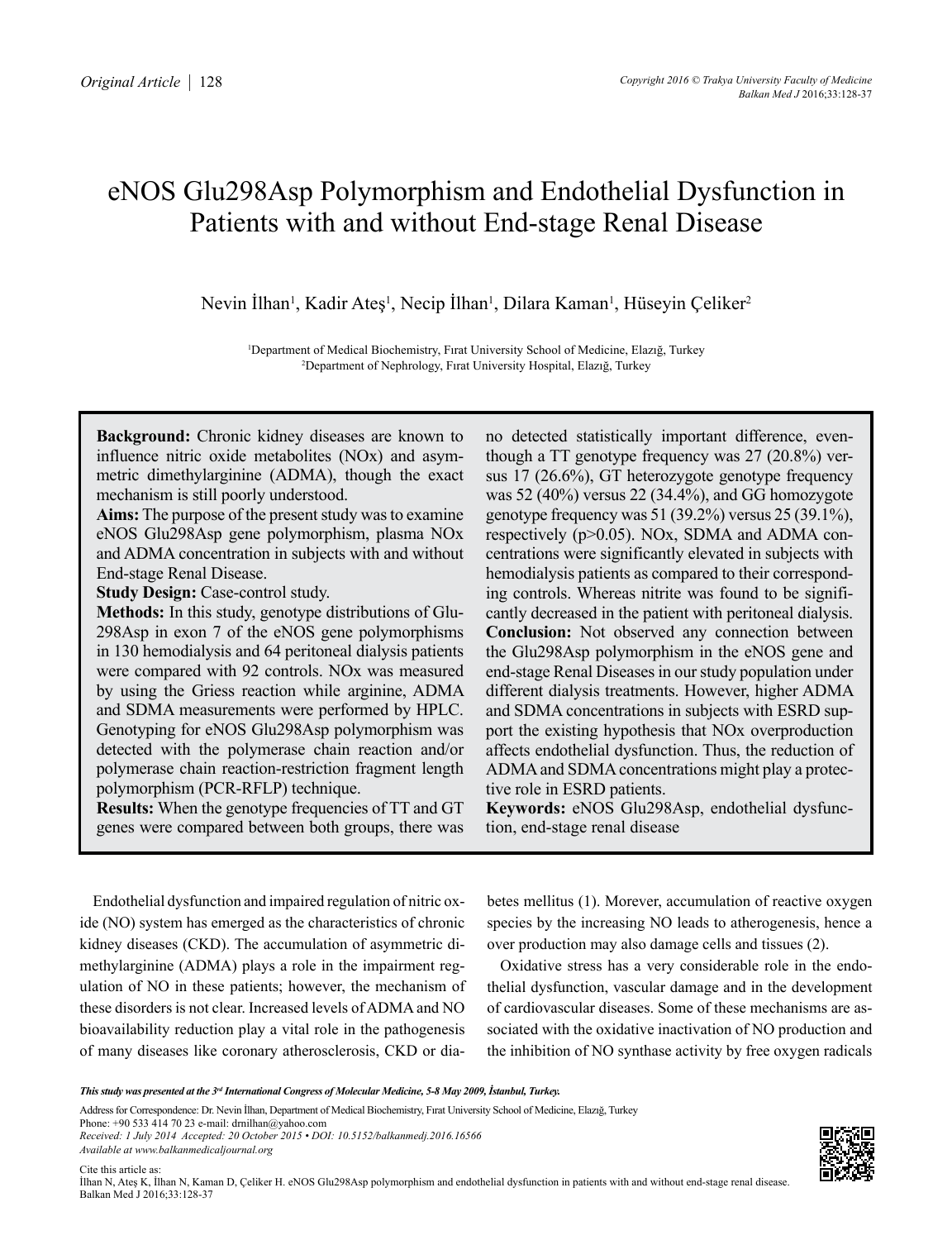# eNOS Glu298Asp Polymorphism and Endothelial Dysfunction in Patients with and without End-stage Renal Disease

Nevin İlhan[1], Kadir Ateş[1], Necip İlhan[1], Dilara Kaman[1], Hüseyin Çeliker[2]

[1]Department of Medical Biochemistry, Fırat University School of Medicine, Elazığ, Turkey
[2]Department of Nephrology, Fırat University Hospital, Elazığ, Turkey

**Background:** Chronic kidney diseases are known to influence nitric oxide metabolites (NOx) and asymmetric dimethylarginine (ADMA), though the exact mechanism is still poorly understood.

**Aims:** The purpose of the present study was to examine eNOS Glu298Asp gene polymorphism, plasma NOx and ADMA concentration in subjects with and without End-stage Renal Disease.

**Study Design:** Case-control study.

**Methods:** In this study, genotype distributions of Glu298Asp in exon 7 of the eNOS gene polymorphisms in 130 hemodialysis and 64 peritoneal dialysis patients were compared with 92 controls. NOx was measured by using the Griess reaction while arginine, ADMA and SDMA measurements were performed by HPLC. Genotyping for eNOS Glu298Asp polymorphism was detected with the polymerase chain reaction and/or polymerase chain reaction-restriction fragment length polymorphism (PCR-RFLP) technique.

**Results:** When the genotype frequencies of TT and GT genes were compared between both groups, there was no detected statistically important difference, eventhough a TT genotype frequency was 27 (20.8%) versus 17 (26.6%), GT heterozygote genotype frequency was 52 (40%) versus 22 (34.4%), and GG homozygote genotype frequency was 51 (39.2%) versus 25 (39.1%), respectively ($p>0.05$). NOx, SDMA and ADMA concentrations were significantly elevated in subjects with hemodialysis patients as compared to their corresponding controls. Whereas nitrite was found to be significantly decreased in the patient with peritoneal dialysis.

**Conclusion:** Not observed any connection between the Glu298Asp polymorphism in the eNOS gene and end-stage Renal Diseases in our study population under different dialysis treatments. However, higher ADMA and SDMA concentrations in subjects with ESRD support the existing hypothesis that NOx overproduction affects endothelial dysfunction. Thus, the reduction of ADMA and SDMA concentrations might play a protective role in ESRD patients.

**Keywords:** eNOS Glu298Asp, endothelial dysfunction, end-stage renal disease

Endothelial dysfunction and impaired regulation of nitric oxide (NO) system has emerged as the characteristics of chronic kidney diseases (CKD). The accumulation of asymmetric dimethylarginine (ADMA) plays a role in the impairment regulation of NO in these patients; however, the mechanism of these disorders is not clear. Increased levels of ADMA and NO bioavailability reduction play a vital role in the pathogenesis of many diseases like coronary atherosclerosis, CKD or diabetes mellitus (1). Morever, accumulation of reactive oxygen species by the increasing NO leads to atherogenesis, hence a over production may also damage cells and tissues (2).

Oxidative stress has a very considerable role in the endothelial dysfunction, vascular damage and in the development of cardiovascular diseases. Some of these mechanisms are associated with the oxidative inactivation of NO production and the inhibition of NO synthase activity by free oxygen radicals

*This study was presented at the 3rd International Congress of Molecular Medicine, 5-8 May 2009, İstanbul, Turkey.*

Address for Correspondence: Dr. Nevin İlhan, Department of Medical Biochemistry, Fırat University School of Medicine, Elazığ, Turkey
Phone: +90 533 414 70 23 e-mail: drnilhan@yahoo.com
*Received: 1 July 2014 Accepted: 20 October 2015 • DOI: 10.5152/balkanmedj.2016.16566*
*Available at www.balkanmedicaljournal.org*

Cite this article as:
İlhan N, Ateş K, İlhan N, Kaman D, Çeliker H. eNOS Glu298Asp polymorphism and endothelial dysfunction in patients with and without end-stage renal disease. Balkan Med J 2016;33:128-37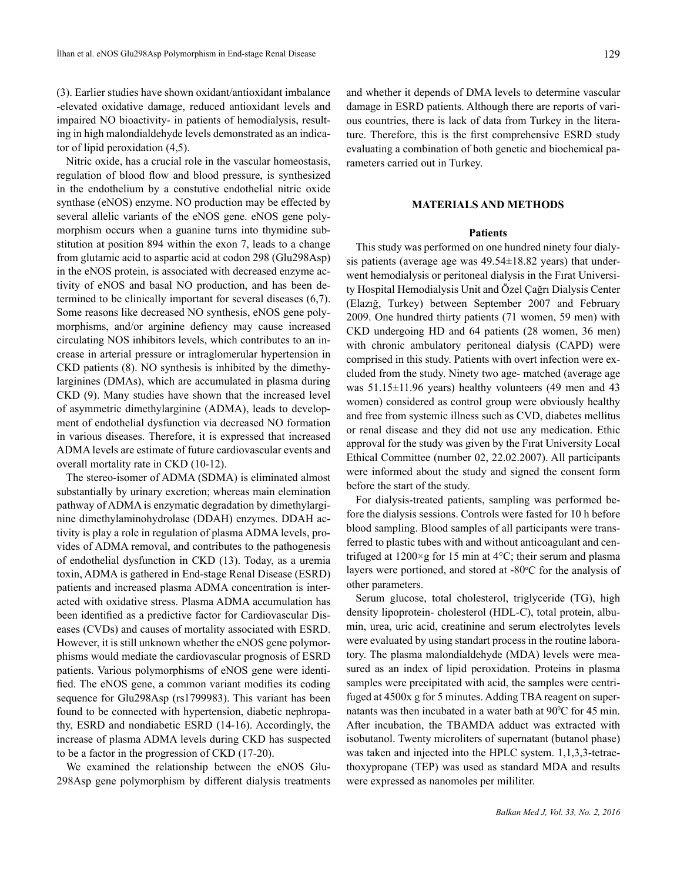(3). Earlier studies have shown oxidant/antioxidant imbalance -elevated oxidative damage, reduced antioxidant levels and impaired NO bioactivity- in patients of hemodialysis, resulting in high malondialdehyde levels demonstrated as an indicator of lipid peroxidation (4,5).

Nitric oxide, has a crucial role in the vascular homeostasis, regulation of blood flow and blood pressure, is synthesized in the endothelium by a constutive endothelial nitric oxide synthase (eNOS) enzyme. NO production may be effected by several allelic variants of the eNOS gene. eNOS gene polymorphism occurs when a guanine turns into thymidine substitution at position 894 within the exon 7, leads to a change from glutamic acid to aspartic acid at codon 298 (Glu298Asp) in the eNOS protein, is associated with decreased enzyme activity of eNOS and basal NO production, and has been determined to be clinically important for several diseases (6,7). Some reasons like decreased NO synthesis, eNOS gene polymorphisms, and/or arginine defiency may cause increased circulating NOS inhibitors levels, which contributes to an increase in arterial pressure or intraglomerular hypertension in CKD patients (8). NO synthesis is inhibited by the dimethylarginines (DMAs), which are accumulated in plasma during CKD (9). Many studies have shown that the increased level of asymmetric dimethylarginine (ADMA), leads to development of endothelial dysfunction via decreased NO formation in various diseases. Therefore, it is expressed that increased ADMA levels are estimate of future cardiovascular events and overall mortality rate in CKD (10-12).

The stereo-isomer of ADMA (SDMA) is eliminated almost substantially by urinary excretion; whereas main elemination pathway of ADMA is enzymatic degradation by dimethylarginine dimethylaminohydrolase (DDAH) enzymes. DDAH activity is play a role in regulation of plasma ADMA levels, provides of ADMA removal, and contributes to the pathogenesis of endothelial dysfunction in CKD (13). Today, as a uremia toxin, ADMA is gathered in End-stage Renal Disease (ESRD) patients and increased plasma ADMA concentration is interacted with oxidative stress. Plasma ADMA accumulation has been identified as a predictive factor for Cardiovascular Diseases (CVDs) and causes of mortality associated with ESRD. However, it is still unknown whether the eNOS gene polymorphisms would mediate the cardiovascular prognosis of ESRD patients. Various polymorphisms of eNOS gene were identified. The eNOS gene, a common variant modifies its coding sequence for Glu298Asp (rs1799983). This variant has been found to be connected with hypertension, diabetic nephropathy, ESRD and nondiabetic ESRD (14-16). Accordingly, the increase of plasma ADMA levels during CKD has suspected to be a factor in the progression of CKD (17-20).

We examined the relationship between the eNOS Glu-298Asp gene polymorphism by different dialysis treatments and whether it depends of DMA levels to determine vascular damage in ESRD patients. Although there are reports of various countries, there is lack of data from Turkey in the literature. Therefore, this is the first comprehensive ESRD study evaluating a combination of both genetic and biochemical parameters carried out in Turkey.

## MATERIALS AND METHODS

### Patients

This study was performed on one hundred ninety four dialysis patients (average age was 49.54±18.82 years) that underwent hemodialysis or peritoneal dialysis in the Fırat University Hospital Hemodialysis Unit and Özel Çağrı Dialysis Center (Elazığ, Turkey) between September 2007 and February 2009. One hundred thirty patients (71 women, 59 men) with CKD undergoing HD and 64 patients (28 women, 36 men) with chronic ambulatory peritoneal dialysis (CAPD) were comprised in this study. Patients with overt infection were excluded from the study. Ninety two age- matched (average age was 51.15±11.96 years) healthy volunteers (49 men and 43 women) considered as control group were obviously healthy and free from systemic illness such as CVD, diabetes mellitus or renal disease and they did not use any medication. Ethic approval for the study was given by the Fırat University Local Ethical Committee (number 02, 22.02.2007). All participants were informed about the study and signed the consent form before the start of the study.

For dialysis-treated patients, sampling was performed before the dialysis sessions. Controls were fasted for 10 h before blood sampling. Blood samples of all participants were transferred to plastic tubes with and without anticoagulant and centrifuged at 1200×g for 15 min at 4°C; their serum and plasma layers were portioned, and stored at -80°C for the analysis of other parameters.

Serum glucose, total cholesterol, triglyceride (TG), high density lipoprotein- cholesterol (HDL-C), total protein, albumin, urea, uric acid, creatinine and serum electrolytes levels were evaluated by using standart process in the routine laboratory. The plasma malondialdehyde (MDA) levels were measured as an index of lipid peroxidation. Proteins in plasma samples were precipitated with acid, the samples were centrifuged at 4500x g for 5 minutes. Adding TBA reagent on supernatants was then incubated in a water bath at 90°C for 45 min. After incubation, the TBAMDA adduct was extracted with isobutanol. Twenty microliters of supernatant (butanol phase) was taken and injected into the HPLC system. 1,1,3,3-tetraethoxypropane (TEP) was used as standard MDA and results were expressed as nanomoles per mililiter.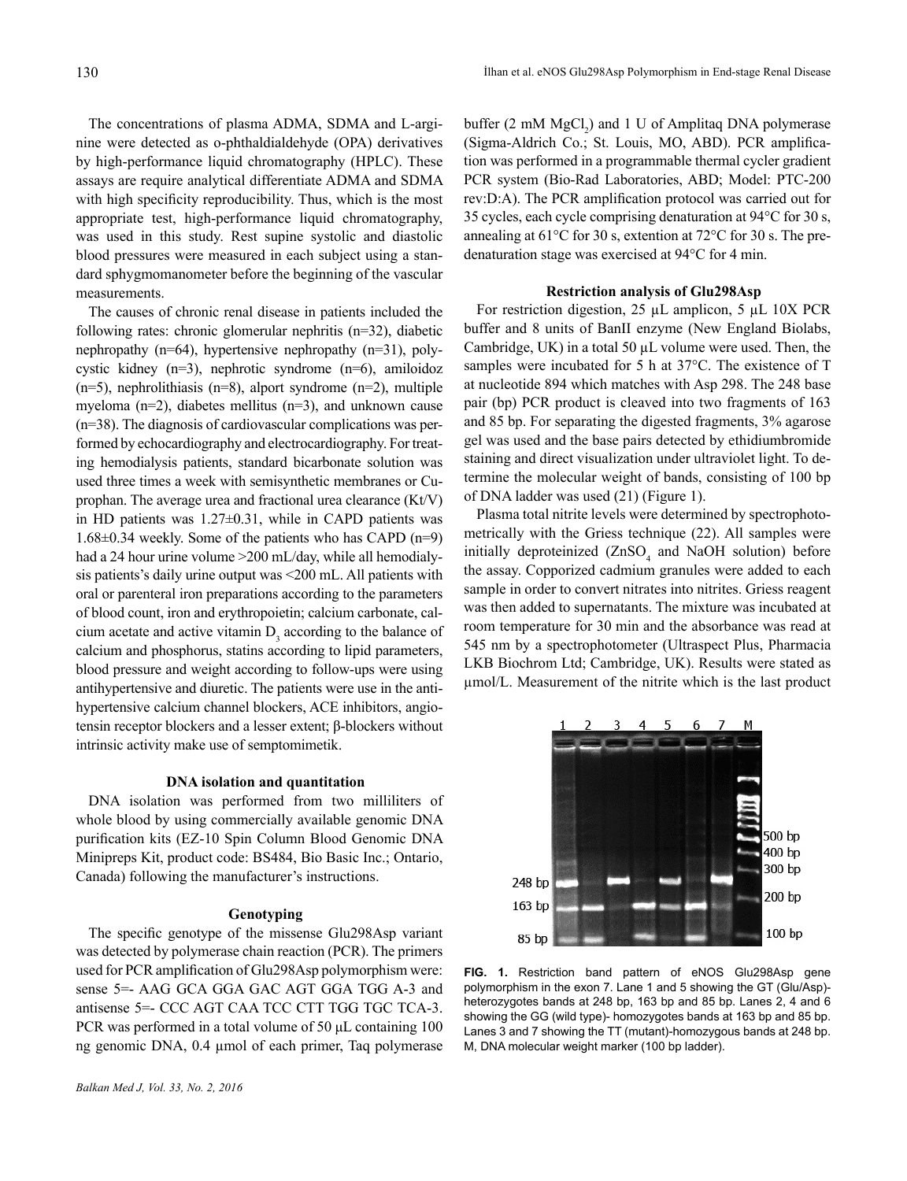The concentrations of plasma ADMA, SDMA and L-arginine were detected as o-phthaldialdehyde (OPA) derivatives by high-performance liquid chromatography (HPLC). These assays are require analytical differentiate ADMA and SDMA with high specificity reproducibility. Thus, which is the most appropriate test, high-performance liquid chromatography, was used in this study. Rest supine systolic and diastolic blood pressures were measured in each subject using a standard sphygmomanometer before the beginning of the vascular measurements.

The causes of chronic renal disease in patients included the following rates: chronic glomerular nephritis (n=32), diabetic nephropathy (n=64), hypertensive nephropathy (n=31), polycystic kidney (n=3), nephrotic syndrome (n=6), amiloidoz (n=5), nephrolithiasis (n=8), alport syndrome (n=2), multiple myeloma (n=2), diabetes mellitus (n=3), and unknown cause (n=38). The diagnosis of cardiovascular complications was performed by echocardiography and electrocardiography. For treating hemodialysis patients, standard bicarbonate solution was used three times a week with semisynthetic membranes or Cuprophan. The average urea and fractional urea clearance (Kt/V) in HD patients was 1.27±0.31, while in CAPD patients was 1.68±0.34 weekly. Some of the patients who has CAPD (n=9) had a 24 hour urine volume >200 mL/day, while all hemodialysis patients's daily urine output was <200 mL. All patients with oral or parenteral iron preparations according to the parameters of blood count, iron and erythropoietin; calcium carbonate, calcium acetate and active vitamin $D_3$ according to the balance of calcium and phosphorus, statins according to lipid parameters, blood pressure and weight according to follow-ups were using antihypertensive and diuretic. The patients were use in the antihypertensive calcium channel blockers, ACE inhibitors, angiotensin receptor blockers and a lesser extent; β-blockers without intrinsic activity make use of semptomimetik.

### DNA isolation and quantitation

DNA isolation was performed from two milliliters of whole blood by using commercially available genomic DNA purification kits (EZ-10 Spin Column Blood Genomic DNA Minipreps Kit, product code: BS484, Bio Basic Inc.; Ontario, Canada) following the manufacturer's instructions.

### Genotyping

The specific genotype of the missense Glu298Asp variant was detected by polymerase chain reaction (PCR). The primers used for PCR amplification of Glu298Asp polymorphism were: sense 5=- AAG GCA GGA GAC AGT GGA TGG A-3 and antisense 5=- CCC AGT CAA TCC CTT TGG TGC TCA-3. PCR was performed in a total volume of 50 μL containing 100 ng genomic DNA, 0.4 μmol of each primer, Taq polymerase buffer (2 mM $MgCl_2$) and 1 U of Amplitaq DNA polymerase (Sigma-Aldrich Co.; St. Louis, MO, ABD). PCR amplification was performed in a programmable thermal cycler gradient PCR system (Bio-Rad Laboratories, ABD; Model: PTC-200 rev:D:A). The PCR amplification protocol was carried out for 35 cycles, each cycle comprising denaturation at 94°C for 30 s, annealing at 61°C for 30 s, extention at 72°C for 30 s. The predenaturation stage was exercised at 94°C for 4 min.

### Restriction analysis of Glu298Asp

For restriction digestion, 25 μL amplicon, 5 μL 10X PCR buffer and 8 units of BanII enzyme (New England Biolabs, Cambridge, UK) in a total 50 μL volume were used. Then, the samples were incubated for 5 h at 37°C. The existence of T at nucleotide 894 which matches with Asp 298. The 248 base pair (bp) PCR product is cleaved into two fragments of 163 and 85 bp. For separating the digested fragments, 3% agarose gel was used and the base pairs detected by ethidiumbromide staining and direct visualization under ultraviolet light. To determine the molecular weight of bands, consisting of 100 bp of DNA ladder was used (21) (Figure 1).

Plasma total nitrite levels were determined by spectrophotometrically with the Griess technique (22). All samples were initially deproteinized ($ZnSO_4$ and NaOH solution) before the assay. Copporized cadmium granules were added to each sample in order to convert nitrates into nitrites. Griess reagent was then added to supernatants. The mixture was incubated at room temperature for 30 min and the absorbance was read at 545 nm by a spectrophotometer (Ultraspect Plus, Pharmacia LKB Biochrom Ltd; Cambridge, UK). Results were stated as μmol/L. Measurement of the nitrite which is the last product

1 2 3 4 5 6 7 M

248 bp
163 bp
85 bp

500 bp
400 bp
300 bp
200 bp
100 bp

**FIG. 1.** Restriction band pattern of eNOS Glu298Asp gene polymorphism in the exon 7. Lane 1 and 5 showing the GT (Glu/Asp)-heterozygotes bands at 248 bp, 163 bp and 85 bp. Lanes 2, 4 and 6 showing the GG (wild type)- homozygotes bands at 163 bp and 85 bp. Lanes 3 and 7 showing the TT (mutant)-homozygous bands at 248 bp. M, DNA molecular weight marker (100 bp ladder).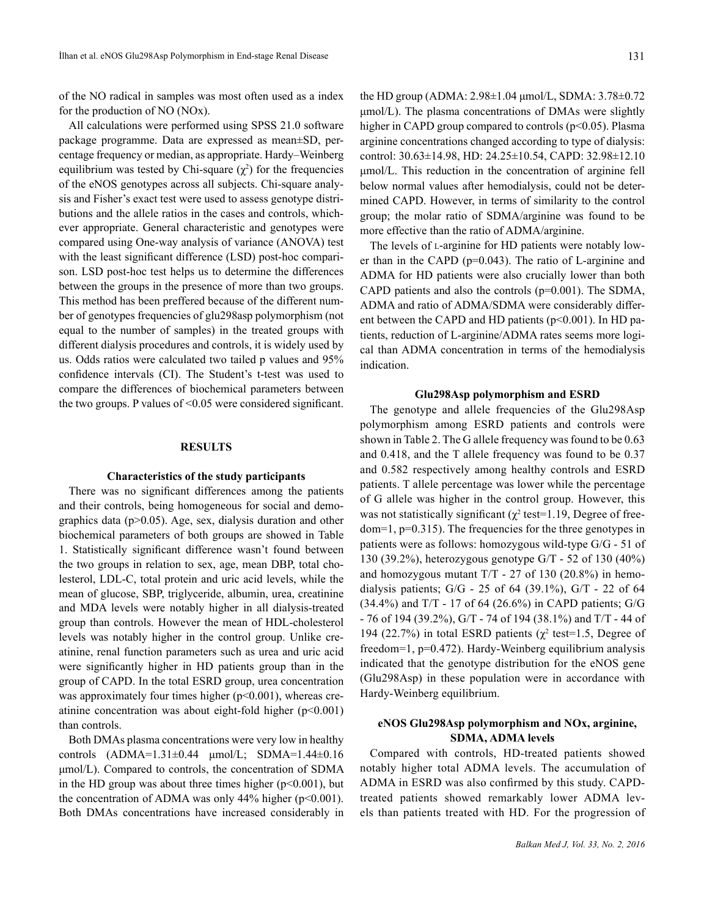of the NO radical in samples was most often used as a index for the production of NO (NOx).

All calculations were performed using SPSS 21.0 software package programme. Data are expressed as mean±SD, percentage frequency or median, as appropriate. Hardy–Weinberg equilibrium was tested by Chi-square ($\chi^2$) for the frequencies of the eNOS genotypes across all subjects. Chi-square analysis and Fisher's exact test were used to assess genotype distributions and the allele ratios in the cases and controls, whichever appropriate. General characteristic and genotypes were compared using One-way analysis of variance (ANOVA) test with the least significant difference (LSD) post-hoc comparison. LSD post-hoc test helps us to determine the differences between the groups in the presence of more than two groups. This method has been preffered because of the different number of genotypes frequencies of glu298asp polymorphism (not equal to the number of samples) in the treated groups with different dialysis procedures and controls, it is widely used by us. Odds ratios were calculated two tailed p values and 95% confidence intervals (CI). The Student's t-test was used to compare the differences of biochemical parameters between the two groups. P values of <0.05 were considered significant.

## RESULTS

### Characteristics of the study participants

There was no significant differences among the patients and their controls, being homogeneous for social and demographics data (p>0.05). Age, sex, dialysis duration and other biochemical parameters of both groups are showed in Table 1. Statistically significant difference wasn't found between the two groups in relation to sex, age, mean DBP, total cholesterol, LDL-C, total protein and uric acid levels, while the mean of glucose, SBP, triglyceride, albumin, urea, creatinine and MDA levels were notably higher in all dialysis-treated group than controls. However the mean of HDL-cholesterol levels was notably higher in the control group. Unlike creatinine, renal function parameters such as urea and uric acid were significantly higher in HD patients group than in the group of CAPD. In the total ESRD group, urea concentration was approximately four times higher (p<0.001), whereas creatinine concentration was about eight-fold higher (p<0.001) than controls.

Both DMAs plasma concentrations were very low in healthy controls (ADMA=1.31±0.44 μmol/L; SDMA=1.44±0.16 μmol/L). Compared to controls, the concentration of SDMA in the HD group was about three times higher (p<0.001), but the concentration of ADMA was only 44% higher (p<0.001). Both DMAs concentrations have increased considerably in the HD group (ADMA: 2.98±1.04 μmol/L, SDMA: 3.78±0.72 μmol/L). The plasma concentrations of DMAs were slightly higher in CAPD group compared to controls (p<0.05). Plasma arginine concentrations changed according to type of dialysis: control: 30.63±14.98, HD: 24.25±10.54, CAPD: 32.98±12.10 μmol/L. This reduction in the concentration of arginine fell below normal values after hemodialysis, could not be determined CAPD. However, in terms of similarity to the control group; the molar ratio of SDMA/arginine was found to be more effective than the ratio of ADMA/arginine.

The levels of L-arginine for HD patients were notably lower than in the CAPD (p=0.043). The ratio of L-arginine and ADMA for HD patients were also crucially lower than both CAPD patients and also the controls (p=0.001). The SDMA, ADMA and ratio of ADMA/SDMA were considerably different between the CAPD and HD patients (p<0.001). In HD patients, reduction of L-arginine/ADMA rates seems more logical than ADMA concentration in terms of the hemodialysis indication.

### Glu298Asp polymorphism and ESRD

The genotype and allele frequencies of the Glu298Asp polymorphism among ESRD patients and controls were shown in Table 2. The G allele frequency was found to be 0.63 and 0.418, and the T allele frequency was found to be 0.37 and 0.582 respectively among healthy controls and ESRD patients. T allele percentage was lower while the percentage of G allele was higher in the control group. However, this was not statistically significant ($\chi^2$ test=1.19, Degree of freedom=1, p=0.315). The frequencies for the three genotypes in patients were as follows: homozygous wild-type G/G - 51 of 130 (39.2%), heterozygous genotype G/T - 52 of 130 (40%) and homozygous mutant T/T - 27 of 130 (20.8%) in hemodialysis patients; G/G - 25 of 64 (39.1%), G/T - 22 of 64 (34.4%) and T/T - 17 of 64 (26.6%) in CAPD patients; G/G - 76 of 194 (39.2%), G/T - 74 of 194 (38.1%) and T/T - 44 of 194 (22.7%) in total ESRD patients ($\chi^2$ test=1.5, Degree of freedom=1, p=0.472). Hardy-Weinberg equilibrium analysis indicated that the genotype distribution for the eNOS gene (Glu298Asp) in these population were in accordance with Hardy-Weinberg equilibrium.

### eNOS Glu298Asp polymorphism and NOx, arginine, SDMA, ADMA levels

Compared with controls, HD-treated patients showed notably higher total ADMA levels. The accumulation of ADMA in ESRD was also confirmed by this study. CAPD-treated patients showed remarkably lower ADMA levels than patients treated with HD. For the progression of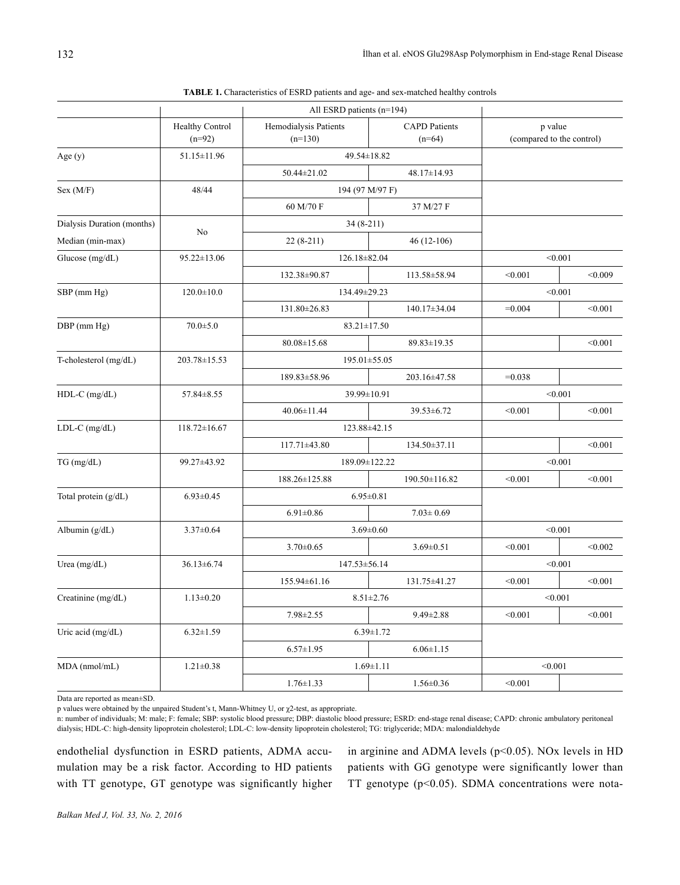**TABLE 1.** Characteristics of ESRD patients and age- and sex-matched healthy controls

| | | All ESRD patients (n=194) | | | |
|---|---|---|---|---|---|
| | Healthy Control (n=92) | Hemodialysis Patients (n=130) | CAPD Patients (n=64) | p value (compared to the control) | |
| Age (y) | 51.15±11.96 | 49.54±18.82 | | | |
| | | 50.44±21.02 | 48.17±14.93 | | |
| Sex (M/F) | 48/44 | 194 (97 M/97 F) | | | |
| | | 60 M/70 F | 37 M/27 F | | |
| Dialysis Duration (months) Median (min-max) | No | 34 (8-211) | | | |
| | | 22 (8-211) | 46 (12-106) | | |
| Glucose (mg/dL) | 95.22±13.06 | 126.18±82.04 | | <0.001 | |
| | | 132.38±90.87 | 113.58±58.94 | <0.001 | <0.009 |
| SBP (mm Hg) | 120.0±10.0 | 134.49±29.23 | | <0.001 | |
| | | 131.80±26.83 | 140.17±34.04 | =0.004 | <0.001 |
| DBP (mm Hg) | 70.0±5.0 | 83.21±17.50 | | | |
| | | 80.08±15.68 | 89.83±19.35 | | <0.001 |
| T-cholesterol (mg/dL) | 203.78±15.53 | 195.01±55.05 | | | |
| | | 189.83±58.96 | 203.16±47.58 | =0.038 | |
| HDL-C (mg/dL) | 57.84±8.55 | 39.99±10.91 | | <0.001 | |
| | | 40.06±11.44 | 39.53±6.72 | <0.001 | <0.001 |
| LDL-C (mg/dL) | 118.72±16.67 | 123.88±42.15 | | | |
| | | 117.71±43.80 | 134.50±37.11 | | <0.001 |
| TG (mg/dL) | 99.27±43.92 | 189.09±122.22 | | <0.001 | |
| | | 188.26±125.88 | 190.50±116.82 | <0.001 | <0.001 |
| Total protein (g/dL) | 6.93±0.45 | 6.95±0.81 | | | |
| | | 6.91±0.86 | 7.03± 0.69 | | |
| Albumin (g/dL) | 3.37±0.64 | 3.69±0.60 | | <0.001 | |
| | | 3.70±0.65 | 3.69±0.51 | <0.001 | <0.002 |
| Urea (mg/dL) | 36.13±6.74 | 147.53±56.14 | | <0.001 | |
| | | 155.94±61.16 | 131.75±41.27 | <0.001 | <0.001 |
| Creatinine (mg/dL) | 1.13±0.20 | 8.51±2.76 | | <0.001 | |
| | | 7.98±2.55 | 9.49±2.88 | <0.001 | <0.001 |
| Uric acid (mg/dL) | 6.32±1.59 | 6.39±1.72 | | | |
| | | 6.57±1.95 | 6.06±1.15 | | |
| MDA (nmol/mL) | 1.21±0.38 | 1.69±1.11 | | <0.001 | |
| | | 1.76±1.33 | 1.56±0.36 | <0.001 | |

Data are reported as mean±SD.

p values were obtained by the unpaired Student's t, Mann-Whitney U, or $\chi^2$-test, as appropriate.

n: number of individuals; M: male; F: female; SBP: systolic blood pressure; DBP: diastolic blood pressure; ESRD: end-stage renal disease; CAPD: chronic ambulatory peritoneal dialysis; HDL-C: high-density lipoprotein cholesterol; LDL-C: low-density lipoprotein cholesterol; TG: triglyceride; MDA: malondialdehyde

endothelial dysfunction in ESRD patients, ADMA accumulation may be a risk factor. According to HD patients with TT genotype, GT genotype was significantly higher in arginine and ADMA levels ($p<0.05$). NOx levels in HD patients with GG genotype were significantly lower than TT genotype ($p<0.05$). SDMA concentrations were nota-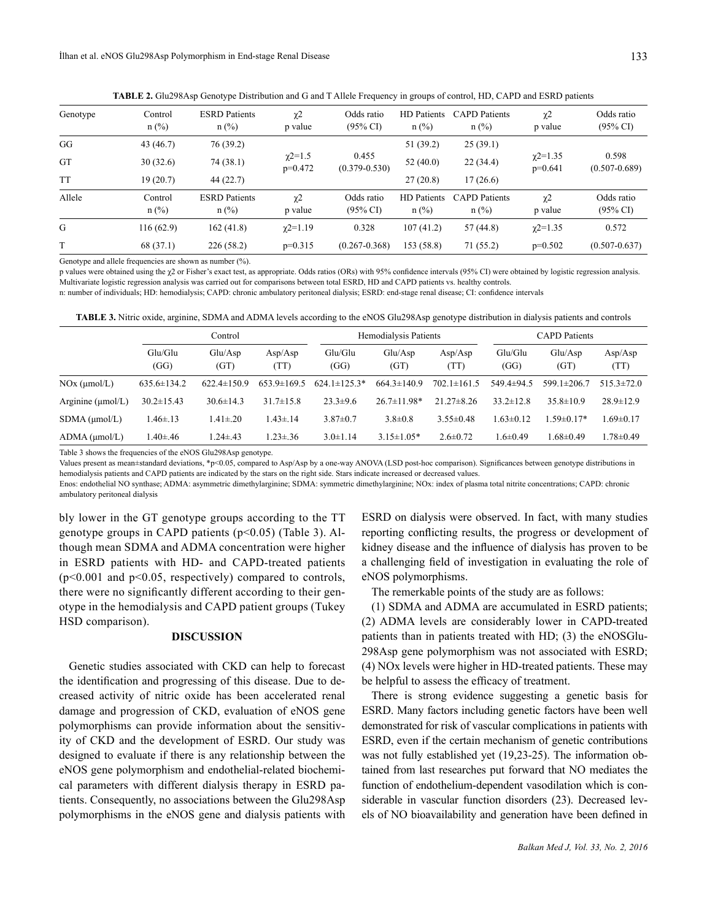**TABLE 2.** Glu298Asp Genotype Distribution and G and T Allele Frequency in groups of control, HD, CAPD and ESRD patients

| Genotype | Control n (%) | ESRD Patients n (%) | χ2 p value | Odds ratio (95% CI) | HD Patients n (%) | CAPD Patients n (%) | χ2 p value | Odds ratio (95% CI) |
|---|---|---|---|---|---|---|---|---|
| GG | 43 (46.7) | 76 (39.2) | | | 51 (39.2) | 25 (39.1) | | |
| GT | 30 (32.6) | 74 (38.1) | χ2=1.5 p=0.472 | 0.455 (0.379-0.530) | 52 (40.0) | 22 (34.4) | χ2=1.35 p=0.641 | 0.598 (0.507-0.689) |
| TT | 19 (20.7) | 44 (22.7) | | | 27 (20.8) | 17 (26.6) | | |
| Allele | Control n (%) | ESRD Patients n (%) | χ2 p value | Odds ratio (95% CI) | HD Patients n (%) | CAPD Patients n (%) | χ2 p value | Odds ratio (95% CI) |
| G | 116 (62.9) | 162 (41.8) | χ2=1.19 | 0.328 | 107 (41.2) | 57 (44.8) | χ2=1.35 | 0.572 |
| T | 68 (37.1) | 226 (58.2) | p=0.315 | (0.267-0.368) | 153 (58.8) | 71 (55.2) | p=0.502 | (0.507-0.637) |

Genotype and allele frequencies are shown as number (%).
p values were obtained using the χ2 or Fisher's exact test, as appropriate. Odds ratios (ORs) with 95% confidence intervals (95% CI) were obtained by logistic regression analysis. Multivariate logistic regression analysis was carried out for comparisons between total ESRD, HD and CAPD patients vs. healthy controls.
n: number of individuals; HD: hemodialysis; CAPD: chronic ambulatory peritoneal dialysis; ESRD: end-stage renal disease; CI: confidence intervals

**TABLE 3.** Nitric oxide, arginine, SDMA and ADMA levels according to the eNOS Glu298Asp genotype distribution in dialysis patients and controls

| | Control | | | Hemodialysis Patients | | | CAPD Patients | | |
|---|---|---|---|---|---|---|---|---|---|
| | Glu/Glu (GG) | Glu/Asp (GT) | Asp/Asp (TT) | Glu/Glu (GG) | Glu/Asp (GT) | Asp/Asp (TT) | Glu/Glu (GG) | Glu/Asp (GT) | Asp/Asp (TT) |
| NOx (μmol/L) | 635.6±134.2 | 622.4±150.9 | 653.9±169.5 | 624.1±125.3* | 664.3±140.9 | 702.1±161.5 | 549.4±94.5 | 599.1±206.7 | 515.3±72.0 |
| Arginine (μmol/L) | 30.2±15.43 | 30.6±14.3 | 31.7±15.8 | 23.3±9.6 | 26.7±11.98* | 21.27±8.26 | 33.2±12.8 | 35.8±10.9 | 28.9±12.9 |
| SDMA (μmol/L) | 1.46±.13 | 1.41±.20 | 1.43±.14 | 3.87±0.7 | 3.8±0.8 | 3.55±0.48 | 1.63±0.12 | 1.59±0.17* | 1.69±0.17 |
| ADMA (μmol/L) | 1.40±.46 | 1.24±.43 | 1.23±.36 | 3.0±1.14 | 3.15±1.05* | 2.6±0.72 | 1.6±0.49 | 1.68±0.49 | 1.78±0.49 |

Table 3 shows the frequencies of the eNOS Glu298Asp genotype.
Values present as mean±standard deviations, *p<0.05, compared to Asp/Asp by a one-way ANOVA (LSD post-hoc comparison). Significances between genotype distributions in hemodialysis patients and CAPD patients are indicated by the stars on the right side. Stars indicate increased or decreased values.
Enos: endothelial NO synthase; ADMA: asymmetric dimethylarginine; SDMA: symmetric dimethylarginine; NOx: index of plasma total nitrite concentrations; CAPD: chronic ambulatory peritoneal dialysis

bly lower in the GT genotype groups according to the TT genotype groups in CAPD patients ($p<0.05$) (Table 3). Although mean SDMA and ADMA concentration were higher in ESRD patients with HD- and CAPD-treated patients ($p<0.001$ and $p<0.05$, respectively) compared to controls, there were no significantly different according to their genotype in the hemodialysis and CAPD patient groups (Tukey HSD comparison).

## DISCUSSION

Genetic studies associated with CKD can help to forecast the identification and progressing of this disease. Due to decreased activity of nitric oxide has been accelerated renal damage and progression of CKD, evaluation of eNOS gene polymorphisms can provide information about the sensitivity of CKD and the development of ESRD. Our study was designed to evaluate if there is any relationship between the eNOS gene polymorphism and endothelial-related biochemical parameters with different dialysis therapy in ESRD patients. Consequently, no associations between the Glu298Asp polymorphisms in the eNOS gene and dialysis patients with ESRD on dialysis were observed. In fact, with many studies reporting conflicting results, the progress or development of kidney disease and the influence of dialysis has proven to be a challenging field of investigation in evaluating the role of eNOS polymorphisms.

The remerkable points of the study are as follows:

(1) SDMA and ADMA are accumulated in ESRD patients; (2) ADMA levels are considerably lower in CAPD-treated patients than in patients treated with HD; (3) the eNOSGlu-298Asp gene polymorphism was not associated with ESRD; (4) NOx levels were higher in HD-treated patients. These may be helpful to assess the efficacy of treatment.

There is strong evidence suggesting a genetic basis for ESRD. Many factors including genetic factors have been well demonstrated for risk of vascular complications in patients with ESRD, even if the certain mechanism of genetic contributions was not fully established yet (19,23-25). The information obtained from last researches put forward that NO mediates the function of endothelium-dependent vasodilation which is considerable in vascular function disorders (23). Decreased levels of NO bioavailability and generation have been defined in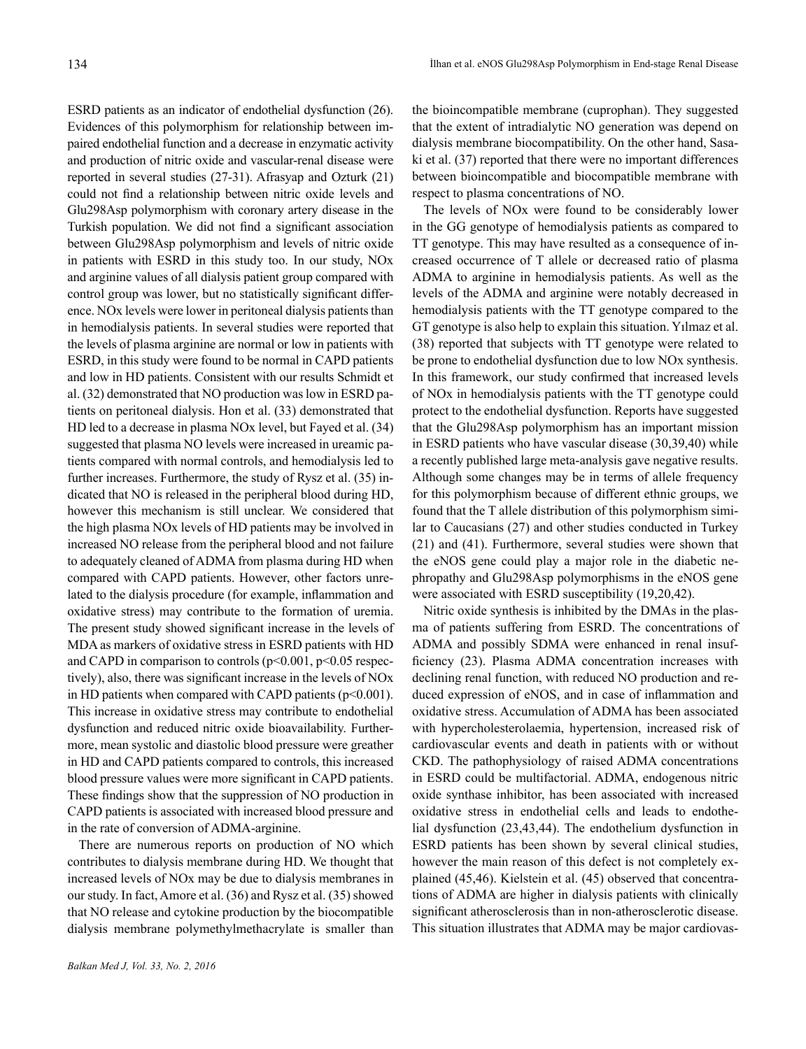ESRD patients as an indicator of endothelial dysfunction (26). Evidences of this polymorphism for relationship between impaired endothelial function and a decrease in enzymatic activity and production of nitric oxide and vascular-renal disease were reported in several studies (27-31). Afrasyap and Ozturk (21) could not find a relationship between nitric oxide levels and Glu298Asp polymorphism with coronary artery disease in the Turkish population. We did not find a significant association between Glu298Asp polymorphism and levels of nitric oxide in patients with ESRD in this study too. In our study, NOx and arginine values of all dialysis patient group compared with control group was lower, but no statistically significant difference. NOx levels were lower in peritoneal dialysis patients than in hemodialysis patients. In several studies were reported that the levels of plasma arginine are normal or low in patients with ESRD, in this study were found to be normal in CAPD patients and low in HD patients. Consistent with our results Schmidt et al. (32) demonstrated that NO production was low in ESRD patients on peritoneal dialysis. Hon et al. (33) demonstrated that HD led to a decrease in plasma NOx level, but Fayed et al. (34) suggested that plasma NO levels were increased in ureamic patients compared with normal controls, and hemodialysis led to further increases. Furthermore, the study of Rysz et al. (35) indicated that NO is released in the peripheral blood during HD, however this mechanism is still unclear. We considered that the high plasma NOx levels of HD patients may be involved in increased NO release from the peripheral blood and not failure to adequately cleaned of ADMA from plasma during HD when compared with CAPD patients. However, other factors unrelated to the dialysis procedure (for example, inflammation and oxidative stress) may contribute to the formation of uremia. The present study showed significant increase in the levels of MDA as markers of oxidative stress in ESRD patients with HD and CAPD in comparison to controls ($p<0.001$, $p<0.05$ respectively), also, there was significant increase in the levels of NOx in HD patients when compared with CAPD patients ($p<0.001$). This increase in oxidative stress may contribute to endothelial dysfunction and reduced nitric oxide bioavailability. Furthermore, mean systolic and diastolic blood pressure were greather in HD and CAPD patients compared to controls, this increased blood pressure values were more significant in CAPD patients. These findings show that the suppression of NO production in CAPD patients is associated with increased blood pressure and in the rate of conversion of ADMA-arginine.

There are numerous reports on production of NO which contributes to dialysis membrane during HD. We thought that increased levels of NOx may be due to dialysis membranes in our study. In fact, Amore et al. (36) and Rysz et al. (35) showed that NO release and cytokine production by the biocompatible dialysis membrane polymethylmethacrylate is smaller than the bioincompatible membrane (cuprophan). They suggested that the extent of intradialytic NO generation was depend on dialysis membrane biocompatibility. On the other hand, Sasaki et al. (37) reported that there were no important differences between bioincompatible and biocompatible membrane with respect to plasma concentrations of NO.

The levels of NOx were found to be considerably lower in the GG genotype of hemodialysis patients as compared to TT genotype. This may have resulted as a consequence of increased occurrence of T allele or decreased ratio of plasma ADMA to arginine in hemodialysis patients. As well as the levels of the ADMA and arginine were notably decreased in hemodialysis patients with the TT genotype compared to the GT genotype is also help to explain this situation. Yılmaz et al. (38) reported that subjects with TT genotype were related to be prone to endothelial dysfunction due to low NOx synthesis. In this framework, our study confirmed that increased levels of NOx in hemodialysis patients with the TT genotype could protect to the endothelial dysfunction. Reports have suggested that the Glu298Asp polymorphism has an important mission in ESRD patients who have vascular disease (30,39,40) while a recently published large meta-analysis gave negative results. Although some changes may be in terms of allele frequency for this polymorphism because of different ethnic groups, we found that the T allele distribution of this polymorphism similar to Caucasians (27) and other studies conducted in Turkey (21) and (41). Furthermore, several studies were shown that the eNOS gene could play a major role in the diabetic nephropathy and Glu298Asp polymorphisms in the eNOS gene were associated with ESRD susceptibility (19,20,42).

Nitric oxide synthesis is inhibited by the DMAs in the plasma of patients suffering from ESRD. The concentrations of ADMA and possibly SDMA were enhanced in renal insufficiency (23). Plasma ADMA concentration increases with declining renal function, with reduced NO production and reduced expression of eNOS, and in case of inflammation and oxidative stress. Accumulation of ADMA has been associated with hypercholesterolaemia, hypertension, increased risk of cardiovascular events and death in patients with or without CKD. The pathophysiology of raised ADMA concentrations in ESRD could be multifactorial. ADMA, endogenous nitric oxide synthase inhibitor, has been associated with increased oxidative stress in endothelial cells and leads to endothelial dysfunction (23,43,44). The endothelium dysfunction in ESRD patients has been shown by several clinical studies, however the main reason of this defect is not completely explained (45,46). Kielstein et al. (45) observed that concentrations of ADMA are higher in dialysis patients with clinically significant atherosclerosis than in non-atherosclerotic disease. This situation illustrates that ADMA may be major cardiovas-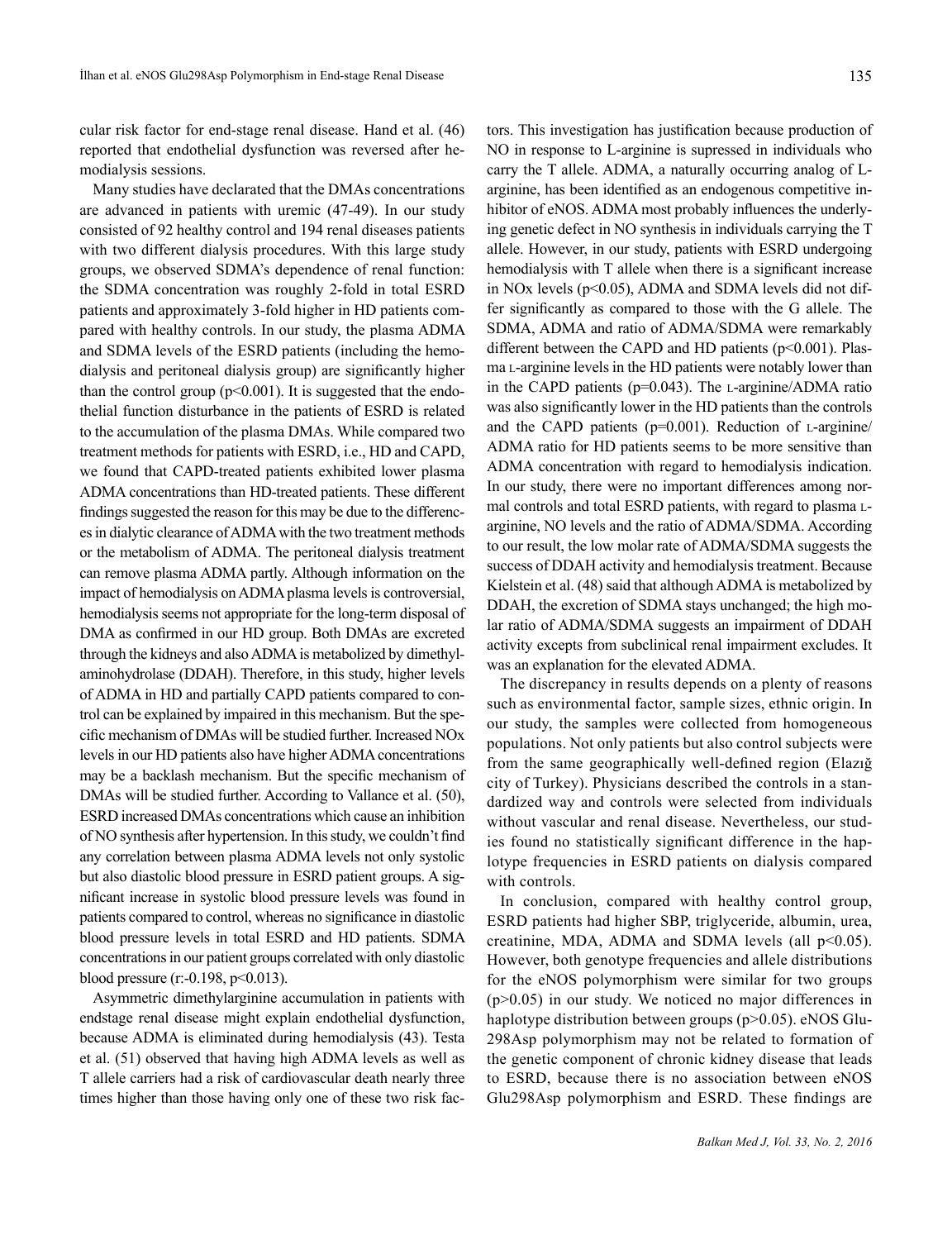cular risk factor for end-stage renal disease. Hand et al. (46) reported that endothelial dysfunction was reversed after hemodialysis sessions.

Many studies have declarated that the DMAs concentrations are advanced in patients with uremic (47-49). In our study consisted of 92 healthy control and 194 renal diseases patients with two different dialysis procedures. With this large study groups, we observed SDMA's dependence of renal function: the SDMA concentration was roughly 2-fold in total ESRD patients and approximately 3-fold higher in HD patients compared with healthy controls. In our study, the plasma ADMA and SDMA levels of the ESRD patients (including the hemodialysis and peritoneal dialysis group) are significantly higher than the control group ($p<0.001$). It is suggested that the endothelial function disturbance in the patients of ESRD is related to the accumulation of the plasma DMAs. While compared two treatment methods for patients with ESRD, i.e., HD and CAPD, we found that CAPD-treated patients exhibited lower plasma ADMA concentrations than HD-treated patients. These different findings suggested the reason for this may be due to the differences in dialytic clearance of ADMA with the two treatment methods or the metabolism of ADMA. The peritoneal dialysis treatment can remove plasma ADMA partly. Although information on the impact of hemodialysis on ADMA plasma levels is controversial, hemodialysis seems not appropriate for the long-term disposal of DMA as confirmed in our HD group. Both DMAs are excreted through the kidneys and also ADMA is metabolized by dimethylaminohydrolase (DDAH). Therefore, in this study, higher levels of ADMA in HD and partially CAPD patients compared to control can be explained by impaired in this mechanism. But the specific mechanism of DMAs will be studied further. Increased NOx levels in our HD patients also have higher ADMA concentrations may be a backlash mechanism. But the specific mechanism of DMAs will be studied further. According to Vallance et al. (50), ESRD increased DMAs concentrations which cause an inhibition of NO synthesis after hypertension. In this study, we couldn't find any correlation between plasma ADMA levels not only systolic but also diastolic blood pressure in ESRD patient groups. A significant increase in systolic blood pressure levels was found in patients compared to control, whereas no significance in diastolic blood pressure levels in total ESRD and HD patients. SDMA concentrations in our patient groups correlated with only diastolic blood pressure (r:-0.198, $p<0.013$).

Asymmetric dimethylarginine accumulation in patients with endstage renal disease might explain endothelial dysfunction, because ADMA is eliminated during hemodialysis (43). Testa et al. (51) observed that having high ADMA levels as well as T allele carriers had a risk of cardiovascular death nearly three times higher than those having only one of these two risk factors. This investigation has justification because production of NO in response to L-arginine is supressed in individuals who carry the T allele. ADMA, a naturally occurring analog of L-arginine, has been identified as an endogenous competitive inhibitor of eNOS. ADMA most probably influences the underlying genetic defect in NO synthesis in individuals carrying the T allele. However, in our study, patients with ESRD undergoing hemodialysis with T allele when there is a significant increase in NOx levels ($p<0.05$), ADMA and SDMA levels did not differ significantly as compared to those with the G allele. The SDMA, ADMA and ratio of ADMA/SDMA were remarkably different between the CAPD and HD patients ($p<0.001$). Plasma L-arginine levels in the HD patients were notably lower than in the CAPD patients ($p=0.043$). The L-arginine/ADMA ratio was also significantly lower in the HD patients than the controls and the CAPD patients ($p=0.001$). Reduction of L-arginine/ADMA ratio for HD patients seems to be more sensitive than ADMA concentration with regard to hemodialysis indication. In our study, there were no important differences among normal controls and total ESRD patients, with regard to plasma L-arginine, NO levels and the ratio of ADMA/SDMA. According to our result, the low molar rate of ADMA/SDMA suggests the success of DDAH activity and hemodialysis treatment. Because Kielstein et al. (48) said that although ADMA is metabolized by DDAH, the excretion of SDMA stays unchanged; the high molar ratio of ADMA/SDMA suggests an impairment of DDAH activity excepts from subclinical renal impairment excludes. It was an explanation for the elevated ADMA.

The discrepancy in results depends on a plenty of reasons such as environmental factor, sample sizes, ethnic origin. In our study, the samples were collected from homogeneous populations. Not only patients but also control subjects were from the same geographically well-defined region (Elazığ city of Turkey). Physicians described the controls in a standardized way and controls were selected from individuals without vascular and renal disease. Nevertheless, our studies found no statistically significant difference in the haplotype frequencies in ESRD patients on dialysis compared with controls.

In conclusion, compared with healthy control group, ESRD patients had higher SBP, triglyceride, albumin, urea, creatinine, MDA, ADMA and SDMA levels (all $p<0.05$). However, both genotype frequencies and allele distributions for the eNOS polymorphism were similar for two groups ($p>0.05$) in our study. We noticed no major differences in haplotype distribution between groups ($p>0.05$). eNOS Glu298Asp polymorphism may not be related to formation of the genetic component of chronic kidney disease that leads to ESRD, because there is no association between eNOS Glu298Asp polymorphism and ESRD. These findings are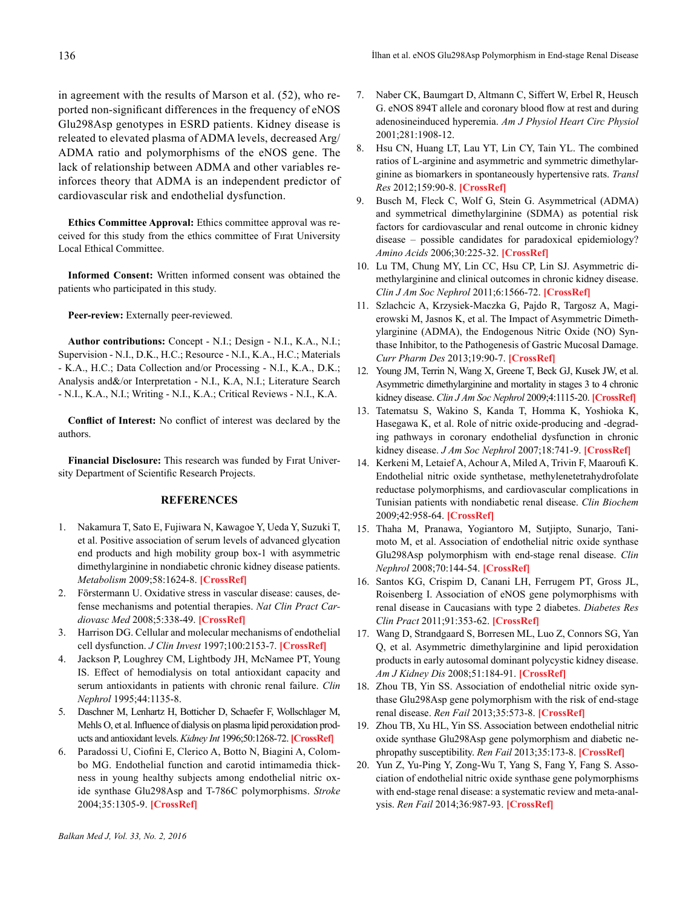in agreement with the results of Marson et al. (52), who reported non-significant differences in the frequency of eNOS Glu298Asp genotypes in ESRD patients. Kidney disease is releated to elevated plasma of ADMA levels, decreased Arg/ADMA ratio and polymorphisms of the eNOS gene. The lack of relationship between ADMA and other variables reinforces theory that ADMA is an independent predictor of cardiovascular risk and endothelial dysfunction.

**Ethics Committee Approval:** Ethics committee approval was received for this study from the ethics committee of Fırat University Local Ethical Committee.

**Informed Consent:** Written informed consent was obtained the patients who participated in this study.

**Peer-review:** Externally peer-reviewed.

**Author contributions:** Concept - N.I.; Design - N.I., K.A., N.I.; Supervision - N.I., D.K., H.C.; Resource - N.I., K.A., H.C.; Materials - K.A., H.C.; Data Collection and/or Processing - N.I., K.A., D.K.; Analysis and&/or Interpretation - N.I., K.A, N.I.; Literature Search - N.I., K.A., N.I.; Writing - N.I., K.A.; Critical Reviews - N.I., K.A.

**Conflict of Interest:** No conflict of interest was declared by the authors.

**Financial Disclosure:** This research was funded by Fırat University Department of Scientific Research Projects.

## REFERENCES

1. Nakamura T, Sato E, Fujiwara N, Kawagoe Y, Ueda Y, Suzuki T, et al. Positive association of serum levels of advanced glycation end products and high mobility group box-1 with asymmetric dimethylarginine in nondiabetic chronic kidney disease patients. *Metabolism* 2009;58:1624-8. **[CrossRef]**
2. Förstermann U. Oxidative stress in vascular disease: causes, defense mechanisms and potential therapies. *Nat Clin Pract Cardiovasc Med* 2008;5:338-49. **[CrossRef]**
3. Harrison DG. Cellular and molecular mechanisms of endothelial cell dysfunction. *J Clin Invest* 1997;100:2153-7. **[CrossRef]**
4. Jackson P, Loughrey CM, Lightbody JH, McNamee PT, Young IS. Effect of hemodialysis on total antioxidant capacity and serum antioxidants in patients with chronic renal failure. *Clin Nephrol* 1995;44:1135-8.
5. Daschner M, Lenhartz H, Botticher D, Schaefer F, Wollschlager M, Mehls O, et al. Influence of dialysis on plasma lipid peroxidation products and antioxidant levels. *Kidney Int* 1996;50:1268-72. **[CrossRef]**
6. Paradossi U, Ciofini E, Clerico A, Botto N, Biagini A, Colombo MG. Endothelial function and carotid intimamedia thickness in young healthy subjects among endothelial nitric oxide synthase Glu298Asp and T-786C polymorphisms. *Stroke* 2004;35:1305-9. **[CrossRef]**
7. Naber CK, Baumgart D, Altmann C, Siffert W, Erbel R, Heusch G. eNOS 894T allele and coronary blood flow at rest and during adenosineinduced hyperemia. *Am J Physiol Heart Circ Physiol* 2001;281:1908-12.
8. Hsu CN, Huang LT, Lau YT, Lin CY, Tain YL. The combined ratios of L-arginine and asymmetric and symmetric dimethylarginine as biomarkers in spontaneously hypertensive rats. *Transl Res* 2012;159:90-8. **[CrossRef]**
9. Busch M, Fleck C, Wolf G, Stein G. Asymmetrical (ADMA) and symmetrical dimethylarginine (SDMA) as potential risk factors for cardiovascular and renal outcome in chronic kidney disease – possible candidates for paradoxical epidemiology? *Amino Acids* 2006;30:225-32. **[CrossRef]**
10. Lu TM, Chung MY, Lin CC, Hsu CP, Lin SJ. Asymmetric dimethylarginine and clinical outcomes in chronic kidney disease. *Clin J Am Soc Nephrol* 2011;6:1566-72. **[CrossRef]**
11. Szlachcic A, Krzysiek-Maczka G, Pajdo R, Targosz A, Magierowski M, Jasnos K, et al. The Impact of Asymmetric Dimethylarginine (ADMA), the Endogenous Nitric Oxide (NO) Synthase Inhibitor, to the Pathogenesis of Gastric Mucosal Damage. *Curr Pharm Des* 2013;19:90-7. **[CrossRef]**
12. Young JM, Terrin N, Wang X, Greene T, Beck GJ, Kusek JW, et al. Asymmetric dimethylarginine and mortality in stages 3 to 4 chronic kidney disease. *Clin J Am Soc Nephrol* 2009;4:1115-20. **[CrossRef]**
13. Tatematsu S, Wakino S, Kanda T, Homma K, Yoshioka K, Hasegawa K, et al. Role of nitric oxide-producing and -degrading pathways in coronary endothelial dysfunction in chronic kidney disease. *J Am Soc Nephrol* 2007;18:741-9. **[CrossRef]**
14. Kerkeni M, Letaief A, Achour A, Miled A, Trivin F, Maaroufi K. Endothelial nitric oxide synthetase, methylenetetrahydrofolate reductase polymorphisms, and cardiovascular complications in Tunisian patients with nondiabetic renal disease. *Clin Biochem* 2009;42:958-64. **[CrossRef]**
15. Thaha M, Pranawa, Yogiantoro M, Sutjipto, Sunarjo, Tanimoto M, et al. Association of endothelial nitric oxide synthase Glu298Asp polymorphism with end-stage renal disease. *Clin Nephrol* 2008;70:144-54. **[CrossRef]**
16. Santos KG, Crispim D, Canani LH, Ferrugem PT, Gross JL, Roisenberg I. Association of eNOS gene polymorphisms with renal disease in Caucasians with type 2 diabetes. *Diabetes Res Clin Pract* 2011;91:353-62. **[CrossRef]**
17. Wang D, Strandgaard S, Borresen ML, Luo Z, Connors SG, Yan Q, et al. Asymmetric dimethylarginine and lipid peroxidation products in early autosomal dominant polycystic kidney disease. *Am J Kidney Dis* 2008;51:184-91. **[CrossRef]**
18. Zhou TB, Yin SS. Association of endothelial nitric oxide synthase Glu298Asp gene polymorphism with the risk of end-stage renal disease. *Ren Fail* 2013;35:573-8. **[CrossRef]**
19. Zhou TB, Xu HL, Yin SS. Association between endothelial nitric oxide synthase Glu298Asp gene polymorphism and diabetic nephropathy susceptibility. *Ren Fail* 2013;35:173-8. **[CrossRef]**
20. Yun Z, Yu-Ping Y, Zong-Wu T, Yang S, Fang Y, Fang S. Association of endothelial nitric oxide synthase gene polymorphisms with end-stage renal disease: a systematic review and meta-analysis. *Ren Fail* 2014;36:987-93. **[CrossRef]**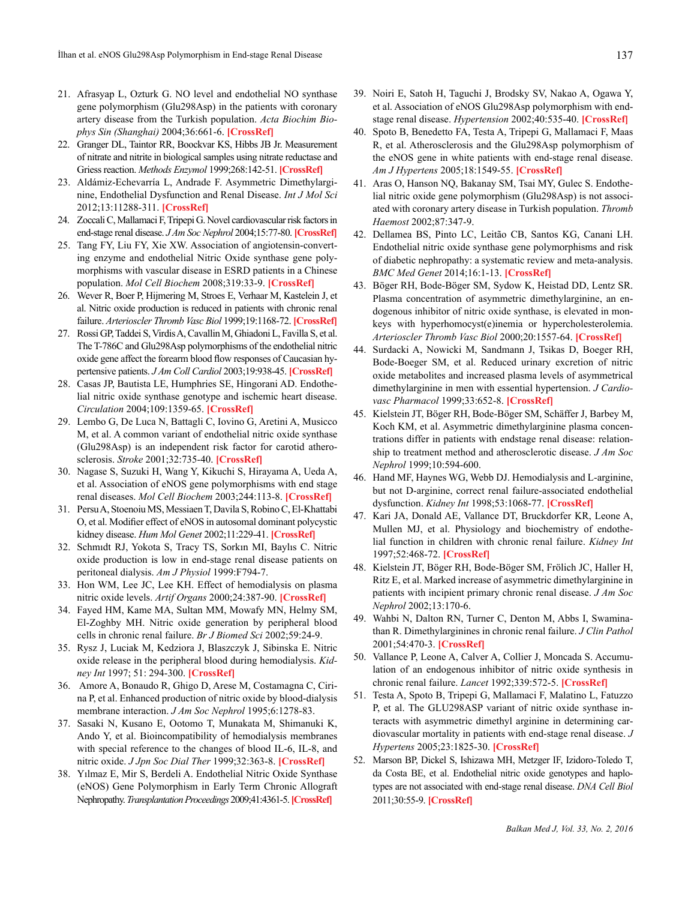21. Afrasyap L, Ozturk G. NO level and endothelial NO synthase gene polymorphism (Glu298Asp) in the patients with coronary artery disease from the Turkish population. *Acta Biochim Biophys Sin (Shanghai)* 2004;36:661-6. **[CrossRef]**
22. Granger DL, Taintor RR, Boockvar KS, Hibbs JB Jr. Measurement of nitrate and nitrite in biological samples using nitrate reductase and Griess reaction. *Methods Enzymol* 1999;268:142-51. **[CrossRef]**
23. Aldámiz-Echevarría L, Andrade F. Asymmetric Dimethylarginine, Endothelial Dysfunction and Renal Disease. *Int J Mol Sci* 2012;13:11288-311. **[CrossRef]**
24. Zoccali C, Mallamaci F, Tripepi G. Novel cardiovascular risk factors in end-stage renal disease. *J Am Soc Nephrol* 2004;15:77-80. **[CrossRef]**
25. Tang FY, Liu FY, Xie XW. Association of angiotensin-converting enzyme and endothelial Nitric Oxide synthase gene polymorphisms with vascular disease in ESRD patients in a Chinese population. *Mol Cell Biochem* 2008;319:33-9. **[CrossRef]**
26. Wever R, Boer P, Hijmering M, Stroes E, Verhaar M, Kastelein J, et al. Nitric oxide production is reduced in patients with chronic renal failure. *Arterioscler Thromb Vasc Biol* 1999;19:1168-72. **[CrossRef]**
27. Rossi GP, Taddei S, Virdis A, Cavallin M, Ghiadoni L, Favilla S, et al. The T-786C and Glu298Asp polymorphisms of the endothelial nitric oxide gene affect the forearm blood flow responses of Caucasian hypertensive patients. *J Am Coll Cardiol* 2003;19:938-45. **[CrossRef]**
28. Casas JP, Bautista LE, Humphries SE, Hingorani AD. Endothelial nitric oxide synthase genotype and ischemic heart disease. *Circulation* 2004;109:1359-65. **[CrossRef]**
29. Lembo G, De Luca N, Battagli C, Iovino G, Aretini A, Musicco M, et al. A common variant of endothelial nitric oxide synthase (Glu298Asp) is an independent risk factor for carotid atherosclerosis. *Stroke* 2001;32:735-40. **[CrossRef]**
30. Nagase S, Suzuki H, Wang Y, Kikuchi S, Hirayama A, Ueda A, et al. Association of eNOS gene polymorphisms with end stage renal diseases. *Mol Cell Biochem* 2003;244:113-8. **[CrossRef]**
31. Persu A, Stoenoiu MS, Messiaen T, Davila S, Robino C, El-Khattabi O, et al. Modifier effect of eNOS in autosomal dominant polycystic kidney disease. *Hum Mol Genet* 2002;11:229-41. **[CrossRef]**
32. Schmıdt RJ, Yokota S, Tracy TS, Sorkın MI, Baylıs C. Nitric oxide production is low in end-stage renal disease patients on peritoneal dialysis. *Am J Physiol* 1999:F794-7.
33. Hon WM, Lee JC, Lee KH. Effect of hemodialysis on plasma nitric oxide levels. *Artif Organs* 2000;24:387-90. **[CrossRef]**
34. Fayed HM, Kame MA, Sultan MM, Mowafy MN, Helmy SM, El-Zoghby MH. Nitric oxide generation by peripheral blood cells in chronic renal failure. *Br J Biomed Sci* 2002;59:24-9.
35. Rysz J, Luciak M, Kedziora J, Blaszczyk J, Sibinska E. Nitric oxide release in the peripheral blood during hemodialysis. *Kidney Int* 1997; 51: 294-300. **[CrossRef]**
36. Amore A, Bonaudo R, Ghigo D, Arese M, Costamagna C, Cirina P, et al. Enhanced production of nitric oxide by blood-dialysis membrane interaction. *J Am Soc Nephrol* 1995;6:1278-83.
37. Sasaki N, Kusano E, Ootomo T, Munakata M, Shimanuki K, Ando Y, et al. Bioincompatibility of hemodialysis membranes with special reference to the changes of blood IL-6, IL-8, and nitric oxide. *J Jpn Soc Dial Ther* 1999;32:363-8. **[CrossRef]**
38. Yılmaz E, Mir S, Berdeli A. Endothelial Nitric Oxide Synthase (eNOS) Gene Polymorphism in Early Term Chronic Allograft Nephropathy. *Transplantation Proceedings* 2009;41:4361-5. **[CrossRef]**
39. Noiri E, Satoh H, Taguchi J, Brodsky SV, Nakao A, Ogawa Y, et al. Association of eNOS Glu298Asp polymorphism with end-stage renal disease. *Hypertension* 2002;40:535-40. **[CrossRef]**
40. Spoto B, Benedetto FA, Testa A, Tripepi G, Mallamaci F, Maas R, et al. Atherosclerosis and the Glu298Asp polymorphism of the eNOS gene in white patients with end-stage renal disease. *Am J Hypertens* 2005;18:1549-55. **[CrossRef]**
41. Aras O, Hanson NQ, Bakanay SM, Tsai MY, Gulec S. Endothelial nitric oxide gene polymorphism (Glu298Asp) is not associated with coronary artery disease in Turkish population. *Thromb Haemost* 2002;87:347-9.
42. Dellamea BS, Pinto LC, Leitão CB, Santos KG, Canani LH. Endothelial nitric oxide synthase gene polymorphisms and risk of diabetic nephropathy: a systematic review and meta-analysis. *BMC Med Genet* 2014;16:1-13. **[CrossRef]**
43. Böger RH, Bode-Böger SM, Sydow K, Heistad DD, Lentz SR. Plasma concentration of asymmetric dimethylarginine, an endogenous inhibitor of nitric oxide synthase, is elevated in monkeys with hyperhomocyst(e)inemia or hypercholesterolemia. *Arterioscler Thromb Vasc Biol* 2000;20:1557-64. **[CrossRef]**
44. Surdacki A, Nowicki M, Sandmann J, Tsikas D, Boeger RH, Bode-Boeger SM, et al. Reduced urinary excretion of nitric oxide metabolites and increased plasma levels of asymmetrical dimethylarginine in men with essential hypertension. *J Cardiovasc Pharmacol* 1999;33:652-8. **[CrossRef]**
45. Kielstein JT, Böger RH, Bode-Böger SM, Schäffer J, Barbey M, Koch KM, et al. Asymmetric dimethylarginine plasma concentrations differ in patients with endstage renal disease: relationship to treatment method and atherosclerotic disease. *J Am Soc Nephrol* 1999;10:594-600.
46. Hand MF, Haynes WG, Webb DJ. Hemodialysis and L-arginine, but not D-arginine, correct renal failure-associated endothelial dysfunction. *Kidney Int* 1998;53:1068-77. **[CrossRef]**
47. Kari JA, Donald AE, Vallance DT, Bruckdorfer KR, Leone A, Mullen MJ, et al. Physiology and biochemistry of endothelial function in children with chronic renal failure. *Kidney Int* 1997;52:468-72. **[CrossRef]**
48. Kielstein JT, Böger RH, Bode-Böger SM, Frölich JC, Haller H, Ritz E, et al. Marked increase of asymmetric dimethylarginine in patients with incipient primary chronic renal disease. *J Am Soc Nephrol* 2002;13:170-6.
49. Wahbi N, Dalton RN, Turner C, Denton M, Abbs I, Swaminathan R. Dimethylarginines in chronic renal failure. *J Clin Pathol* 2001;54:470-3. **[CrossRef]**
50. Vallance P, Leone A, Calver A, Collier J, Moncada S. Accumulation of an endogenous inhibitor of nitric oxide synthesis in chronic renal failure. *Lancet* 1992;339:572-5. **[CrossRef]**
51. Testa A, Spoto B, Tripepi G, Mallamaci F, Malatino L, Fatuzzo P, et al. The GLU298ASP variant of nitric oxide synthase interacts with asymmetric dimethyl arginine in determining cardiovascular mortality in patients with end-stage renal disease. *J Hypertens* 2005;23:1825-30. **[CrossRef]**
52. Marson BP, Dickel S, Ishizawa MH, Metzger IF, Izidoro-Toledo T, da Costa BE, et al. Endothelial nitric oxide genotypes and haplotypes are not associated with end-stage renal disease. *DNA Cell Biol* 2011;30:55-9. **[CrossRef]**